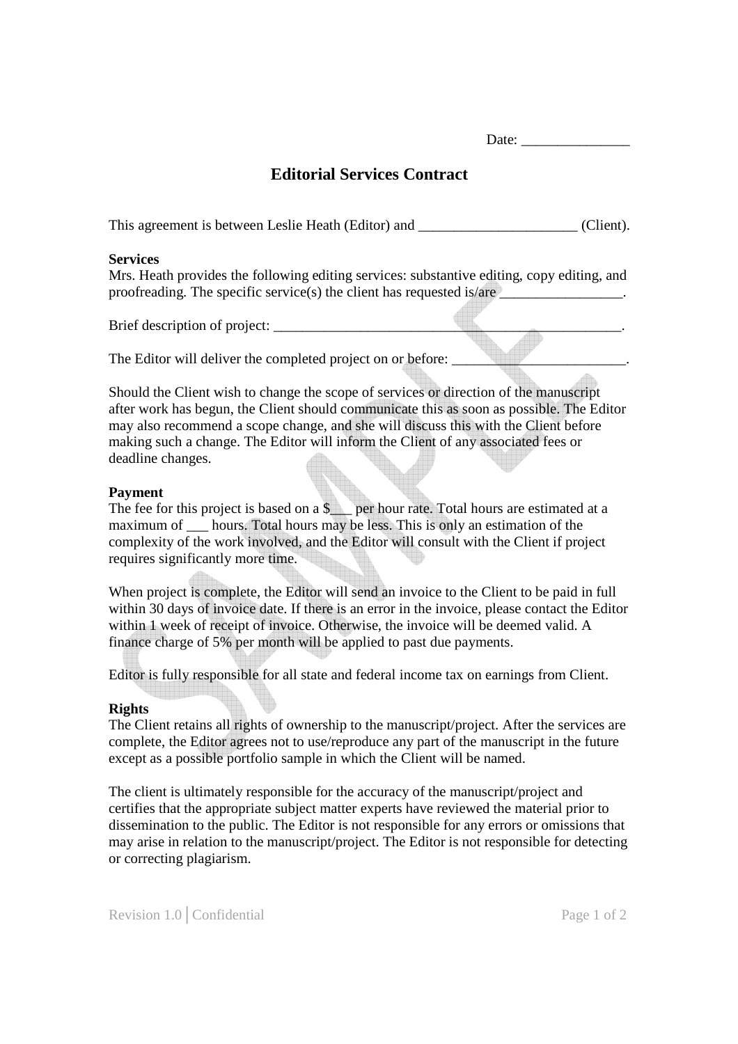Date: _______________

# Editorial Services Contract

This agreement is between Leslie Heath (Editor) and ______________________ (Client).

**Services**

Mrs. Heath provides the following editing services: substantive editing, copy editing, and proofreading. The specific service(s) the client has requested is/are _________________.

Brief description of project: ___________________________________________________.

The Editor will deliver the completed project on or before: _________________________.

Should the Client wish to change the scope of services or direction of the manuscript after work has begun, the Client should communicate this as soon as possible. The Editor may also recommend a scope change, and she will discuss this with the Client before making such a change. The Editor will inform the Client of any associated fees or deadline changes.

**Payment**

The fee for this project is based on a $___ per hour rate. Total hours are estimated at a maximum of ___ hours. Total hours may be less. This is only an estimation of the complexity of the work involved, and the Editor will consult with the Client if project requires significantly more time.

When project is complete, the Editor will send an invoice to the Client to be paid in full within 30 days of invoice date. If there is an error in the invoice, please contact the Editor within 1 week of receipt of invoice. Otherwise, the invoice will be deemed valid. A finance charge of 5% per month will be applied to past due payments.

Editor is fully responsible for all state and federal income tax on earnings from Client.

**Rights**

The Client retains all rights of ownership to the manuscript/project. After the services are complete, the Editor agrees not to use/reproduce any part of the manuscript in the future except as a possible portfolio sample in which the Client will be named.

The client is ultimately responsible for the accuracy of the manuscript/project and certifies that the appropriate subject matter experts have reviewed the material prior to dissemination to the public. The Editor is not responsible for any errors or omissions that may arise in relation to the manuscript/project. The Editor is not responsible for detecting or correcting plagiarism.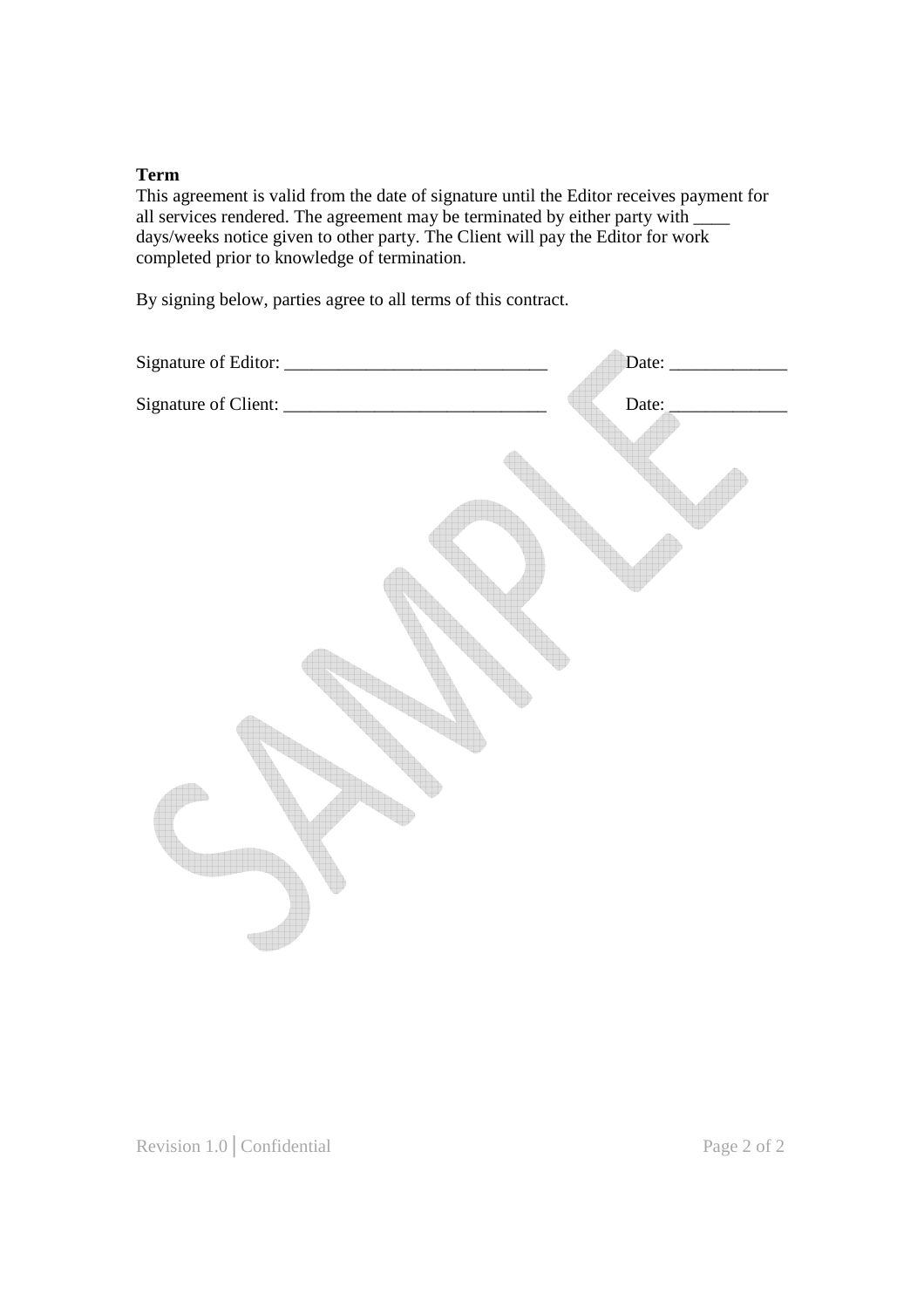**Term**

This agreement is valid from the date of signature until the Editor receives payment for all services rendered. The agreement may be terminated by either party with ____ days/weeks notice given to other party. The Client will pay the Editor for work completed prior to knowledge of termination.

By signing below, parties agree to all terms of this contract.

Signature of Editor: ______________________________ Date: _____________

Signature of Client: ______________________________ Date: _____________